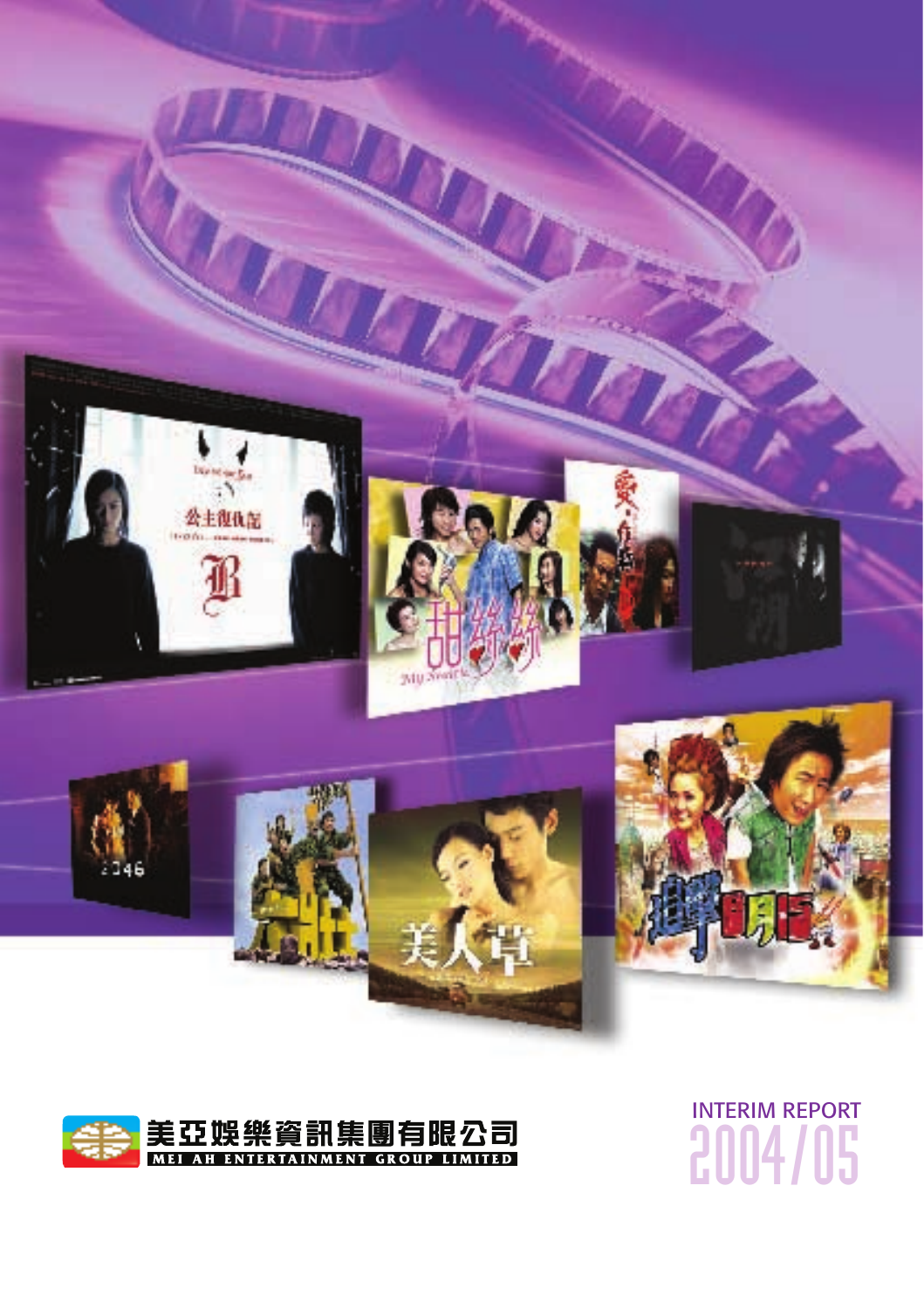美亞娛樂資訊集團有限公司

MEI AH ENTERTAINMENT GROUP LIMITED

# INTERIM REPORT 2004/05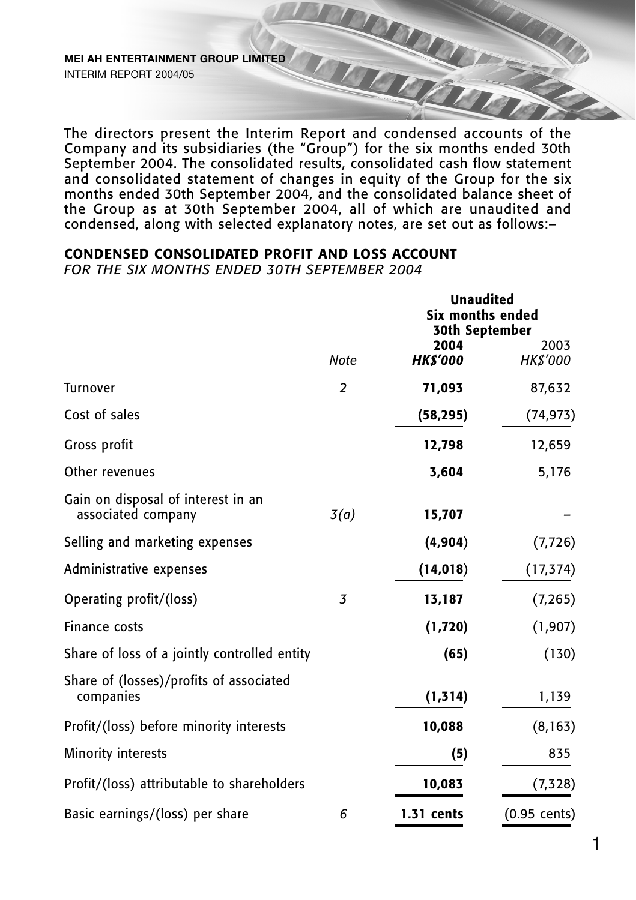The directors present the Interim Report and condensed accounts of the Company and its subsidiaries (the "Group") for the six months ended 30th September 2004. The consolidated results, consolidated cash flow statement and consolidated statement of changes in equity of the Group for the six months ended 30th September 2004, and the consolidated balance sheet of the Group as at 30th September 2004, all of which are unaudited and condensed, along with selected explanatory notes, are set out as follows:–

## CONDENSED CONSOLIDATED PROFIT AND LOSS ACCOUNT

*FOR THE SIX MONTHS ENDED 30TH SEPTEMBER 2004*

| | | **Unaudited Six months ended 30th September** | |
|---|---|---|---|
| | *Note* | **2004** ***HK$'000*** | 2003 *HK$'000* |
| Turnover | *2* | **71,093** | 87,632 |
| Cost of sales | | **(58,295)** | (74,973) |
| Gross profit | | **12,798** | 12,659 |
| Other revenues | | **3,604** | 5,176 |
| Gain on disposal of interest in an associated company | *3(a)* | **15,707** | – |
| Selling and marketing expenses | | **(4,904)** | (7,726) |
| Administrative expenses | | **(14,018)** | (17,374) |
| Operating profit/(loss) | *3* | **13,187** | (7,265) |
| Finance costs | | **(1,720)** | (1,907) |
| Share of loss of a jointly controlled entity | | **(65)** | (130) |
| Share of (losses)/profits of associated companies | | **(1,314)** | 1,139 |
| Profit/(loss) before minority interests | | **10,088** | (8,163) |
| Minority interests | | **(5)** | 835 |
| Profit/(loss) attributable to shareholders | | **10,083** | (7,328) |
| Basic earnings/(loss) per share | *6* | **1.31 cents** | (0.95 cents) |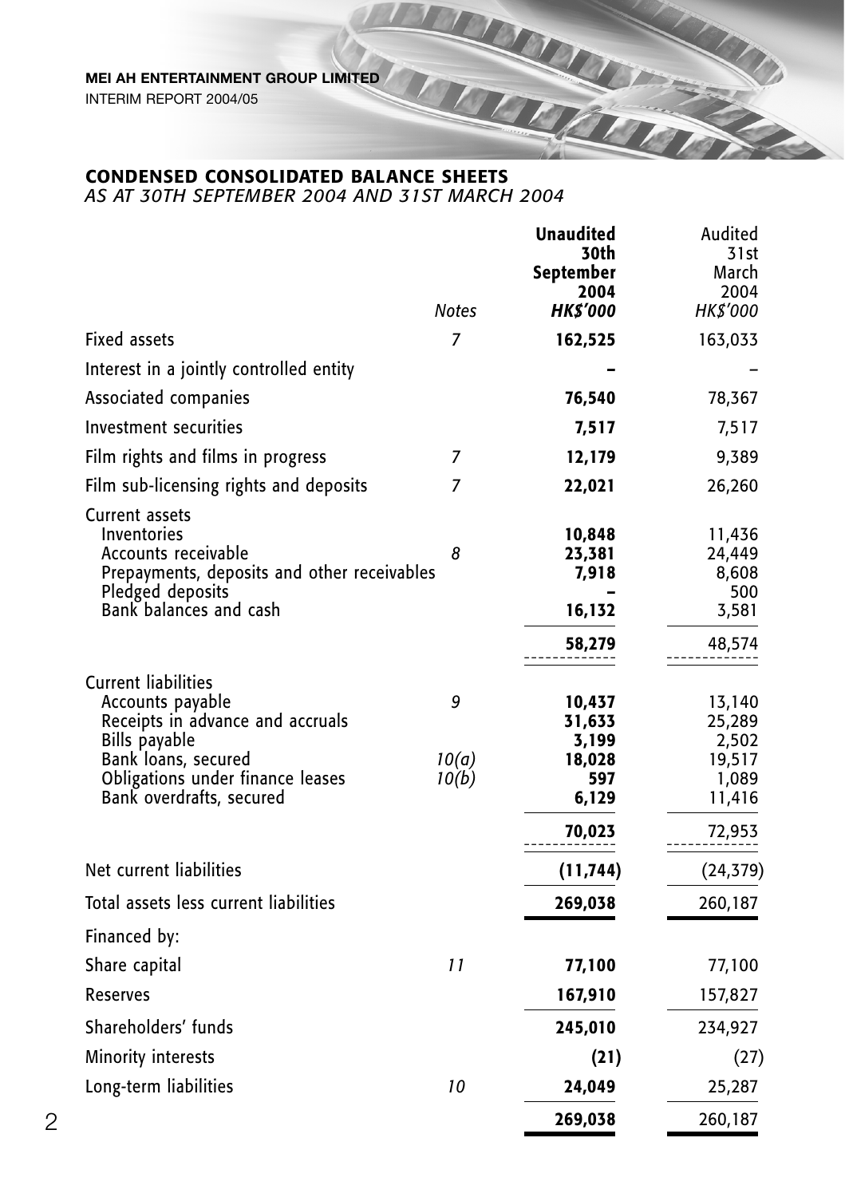## CONDENSED CONSOLIDATED BALANCE SHEETS

*AS AT 30TH SEPTEMBER 2004 AND 31ST MARCH 2004*

| | Notes | Unaudited 30th September 2004 HK$'000 | Audited 31st March 2004 HK$'000 |
|---|---|---|---|
| Fixed assets | 7 | **162,525** | 163,033 |
| Interest in a jointly controlled entity | | **–** | – |
| Associated companies | | **76,540** | 78,367 |
| Investment securities | | **7,517** | 7,517 |
| Film rights and films in progress | 7 | **12,179** | 9,389 |
| Film sub-licensing rights and deposits | 7 | **22,021** | 26,260 |
| Current assets | | | |
| Inventories | | **10,848** | 11,436 |
| Accounts receivable | 8 | **23,381** | 24,449 |
| Prepayments, deposits and other receivables | | **7,918** | 8,608 |
| Pledged deposits | | **–** | 500 |
| Bank balances and cash | | **16,132** | 3,581 |
| | | **58,279** | 48,574 |
| Current liabilities | | | |
| Accounts payable | 9 | **10,437** | 13,140 |
| Receipts in advance and accruals | | **31,633** | 25,289 |
| Bills payable | | **3,199** | 2,502 |
| Bank loans, secured | 10(a) | **18,028** | 19,517 |
| Obligations under finance leases | 10(b) | **597** | 1,089 |
| Bank overdrafts, secured | | **6,129** | 11,416 |
| | | **70,023** | 72,953 |
| Net current liabilities | | **(11,744)** | (24,379) |
| Total assets less current liabilities | | **269,038** | 260,187 |
| Financed by: | | | |
| Share capital | 11 | **77,100** | 77,100 |
| Reserves | | **167,910** | 157,827 |
| Shareholders' funds | | **245,010** | 234,927 |
| Minority interests | | **(21)** | (27) |
| Long-term liabilities | 10 | **24,049** | 25,287 |
| | | **269,038** | 260,187 |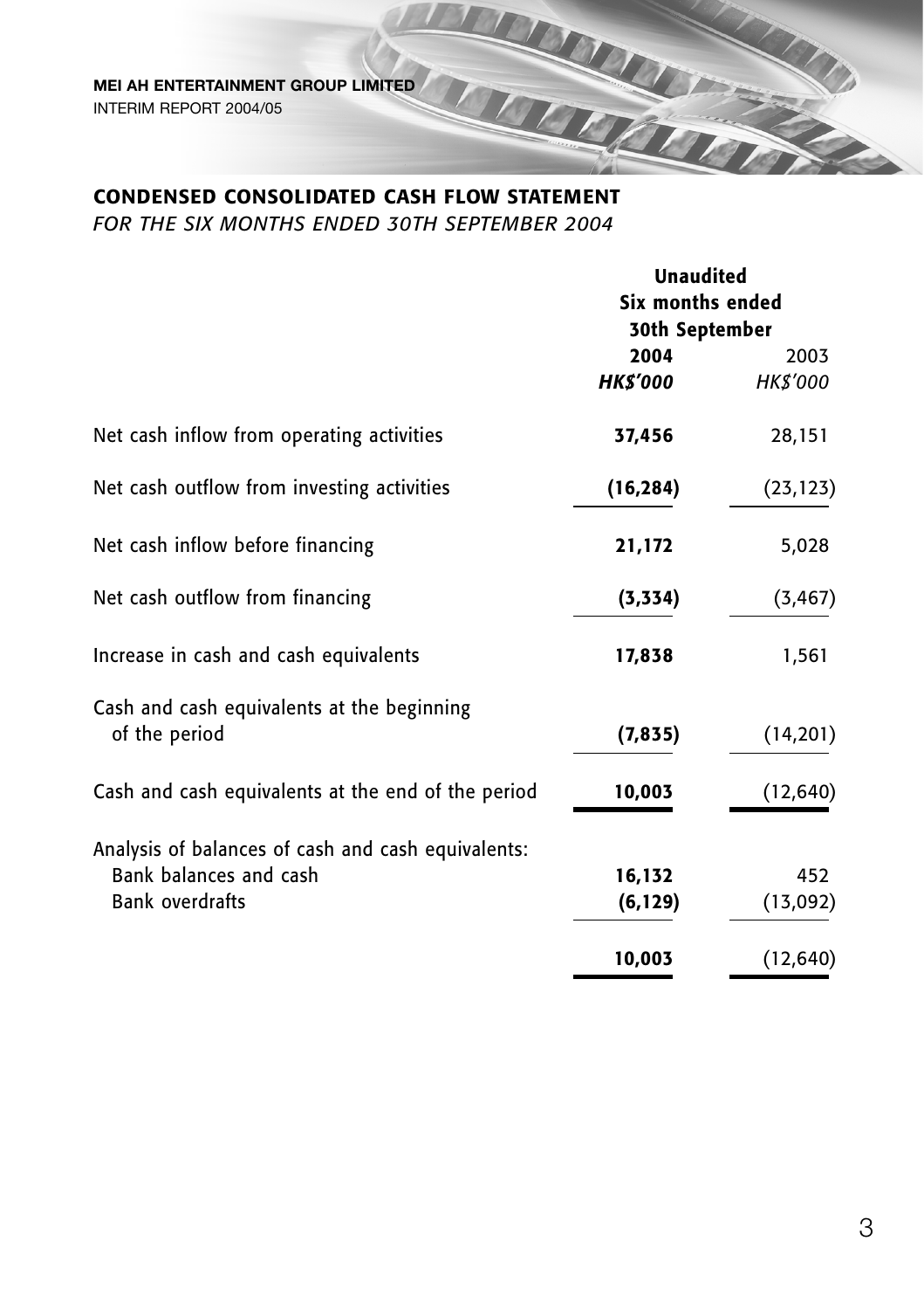## CONDENSED CONSOLIDATED CASH FLOW STATEMENT

*FOR THE SIX MONTHS ENDED 30TH SEPTEMBER 2004*

| | Unaudited Six months ended 30th September | |
|---|---|---|
| | **2004** | 2003 |
| | ***HK$'000*** | *HK$'000* |
| Net cash inflow from operating activities | **37,456** | 28,151 |
| Net cash outflow from investing activities | **(16,284)** | (23,123) |
| Net cash inflow before financing | **21,172** | 5,028 |
| Net cash outflow from financing | **(3,334)** | (3,467) |
| Increase in cash and cash equivalents | **17,838** | 1,561 |
| Cash and cash equivalents at the beginning of the period | **(7,835)** | (14,201) |
| Cash and cash equivalents at the end of the period | **10,003** | (12,640) |
| Analysis of balances of cash and cash equivalents: | | |
| Bank balances and cash | **16,132** | 452 |
| Bank overdrafts | **(6,129)** | (13,092) |
| | **10,003** | (12,640) |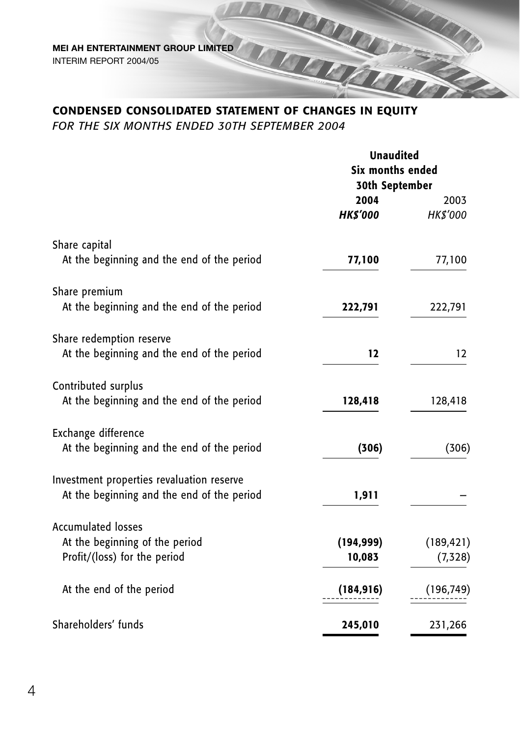# CONDENSED CONSOLIDATED STATEMENT OF CHANGES IN EQUITY

*FOR THE SIX MONTHS ENDED 30TH SEPTEMBER 2004*

| | Unaudited Six months ended 30th September | |
|---|---|---|
| | **2004** | 2003 |
| | ***HK$'000*** | *HK$'000* |
| Share capital | | |
| At the beginning and the end of the period | **77,100** | 77,100 |
| Share premium | | |
| At the beginning and the end of the period | **222,791** | 222,791 |
| Share redemption reserve | | |
| At the beginning and the end of the period | **12** | 12 |
| Contributed surplus | | |
| At the beginning and the end of the period | **128,418** | 128,418 |
| Exchange difference | | |
| At the beginning and the end of the period | **(306)** | (306) |
| Investment properties revaluation reserve | | |
| At the beginning and the end of the period | **1,911** | – |
| Accumulated losses | | |
| At the beginning of the period | **(194,999)** | (189,421) |
| Profit/(loss) for the period | **10,083** | (7,328) |
| At the end of the period | **(184,916)** | (196,749) |
| Shareholders' funds | **245,010** | 231,266 |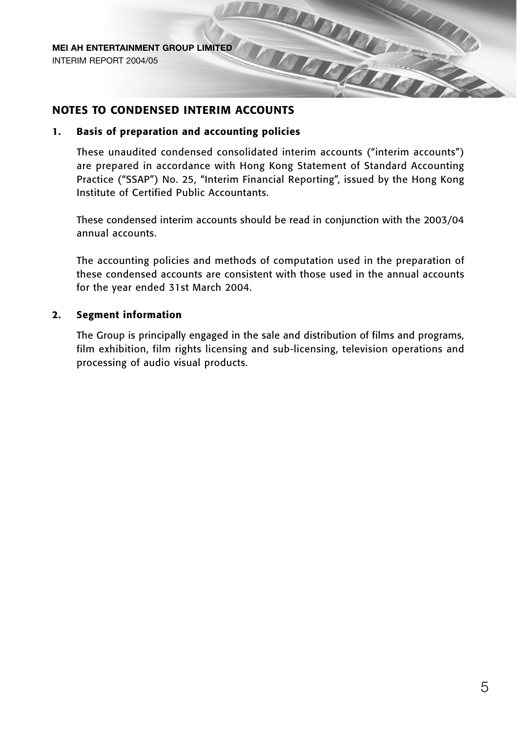# NOTES TO CONDENSED INTERIM ACCOUNTS

## 1. Basis of preparation and accounting policies

These unaudited condensed consolidated interim accounts ("interim accounts") are prepared in accordance with Hong Kong Statement of Standard Accounting Practice ("SSAP") No. 25, "Interim Financial Reporting", issued by the Hong Kong Institute of Certified Public Accountants.

These condensed interim accounts should be read in conjunction with the 2003/04 annual accounts.

The accounting policies and methods of computation used in the preparation of these condensed accounts are consistent with those used in the annual accounts for the year ended 31st March 2004.

## 2. Segment information

The Group is principally engaged in the sale and distribution of films and programs, film exhibition, film rights licensing and sub-licensing, television operations and processing of audio visual products.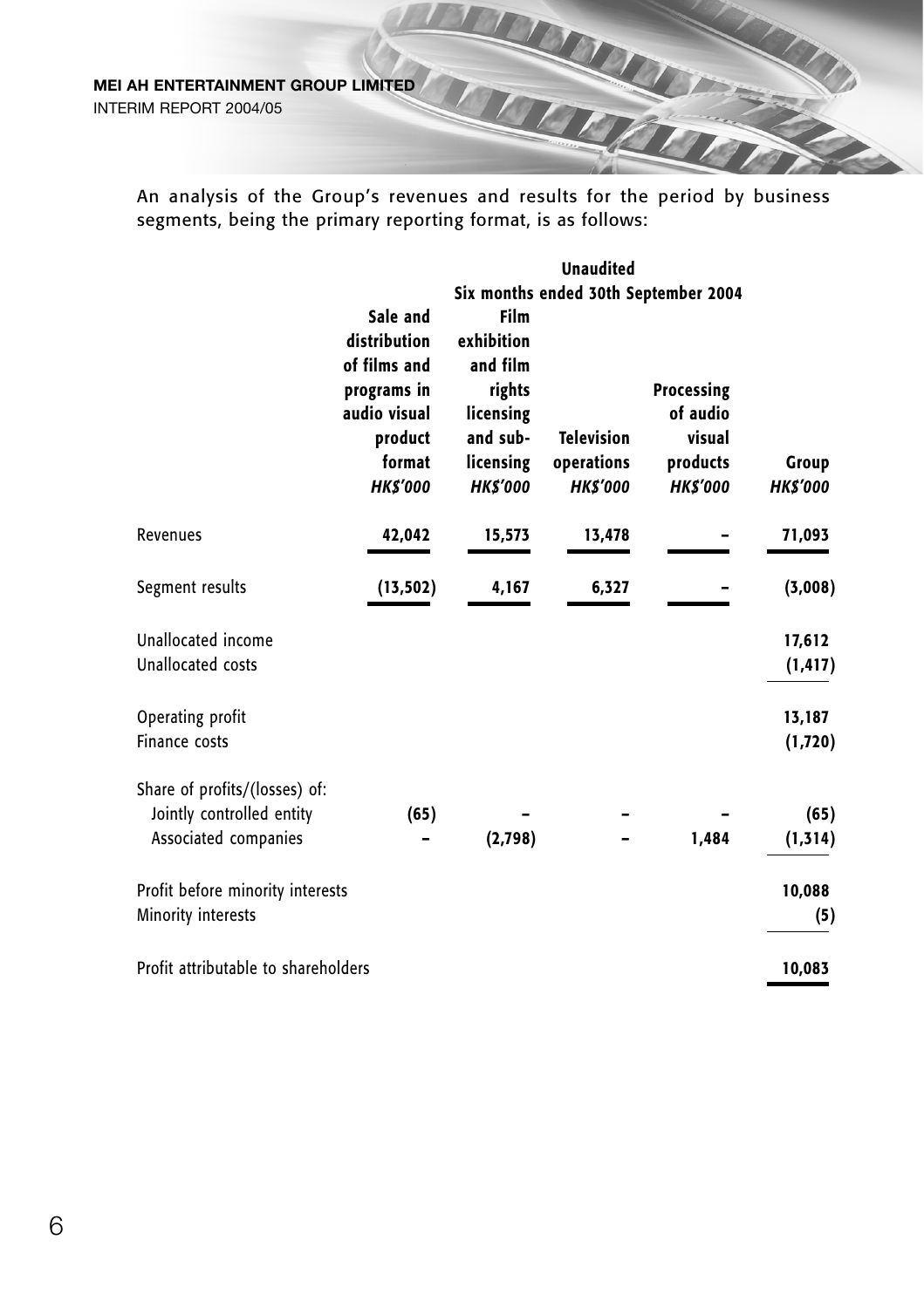An analysis of the Group's revenues and results for the period by business segments, being the primary reporting format, is as follows:

| | Unaudited<br>Six months ended 30th September 2004 | | | | |
|---|---|---|---|---|---|
| | Sale and distribution of films and programs in audio visual product format<br>*HK$'000* | Film exhibition and film rights licensing and sub-licensing<br>*HK$'000* | Television operations<br>*HK$'000* | Processing of audio visual products<br>*HK$'000* | Group<br>*HK$'000* |
| Revenues | 42,042 | 15,573 | 13,478 | – | 71,093 |
| Segment results | (13,502) | 4,167 | 6,327 | – | (3,008) |
| Unallocated income | | | | | 17,612 |
| Unallocated costs | | | | | (1,417) |
| Operating profit | | | | | 13,187 |
| Finance costs | | | | | (1,720) |
| Share of profits/(losses) of: | | | | | |
| Jointly controlled entity | (65) | – | – | – | (65) |
| Associated companies | – | (2,798) | – | 1,484 | (1,314) |
| Profit before minority interests | | | | | 10,088 |
| Minority interests | | | | | (5) |
| Profit attributable to shareholders | | | | | 10,083 |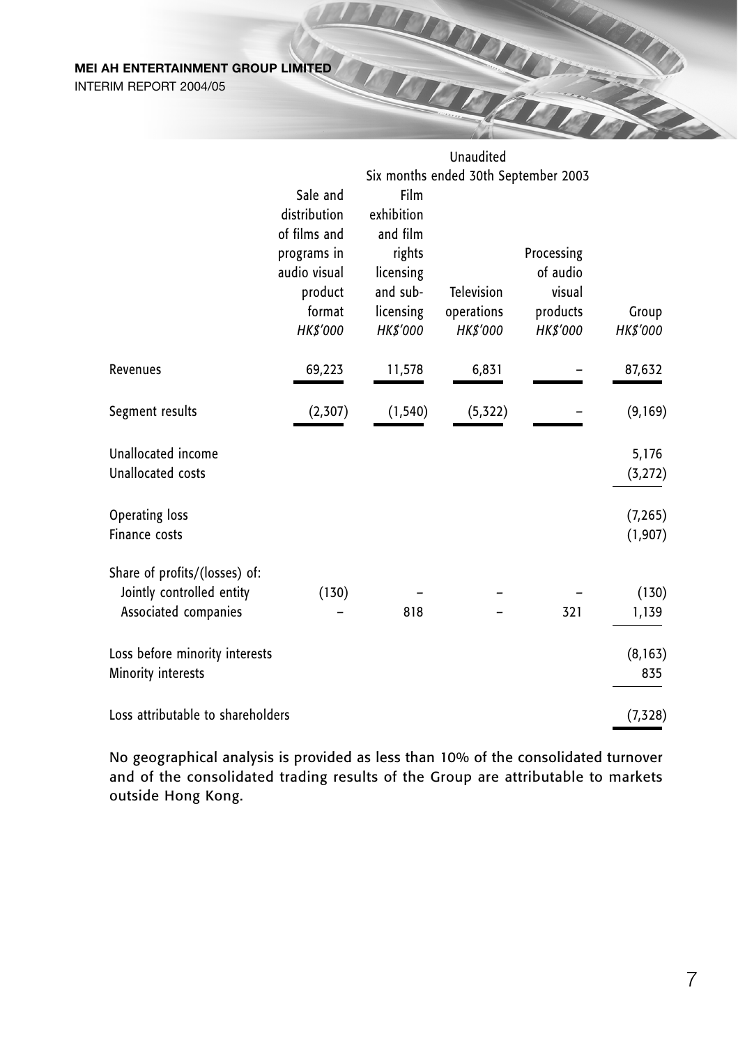| | Unaudited | | | | |
|---|---|---|---|---|---|
| | Six months ended 30th September 2003 | | | | |
| | Sale and distribution of films and programs in audio visual product format | Film exhibition and film rights licensing and sub-licensing | Television operations | Processing of audio visual products | Group |
| | *HK$'000* | *HK$'000* | *HK$'000* | *HK$'000* | *HK$'000* |
| Revenues | 69,223 | 11,578 | 6,831 | – | 87,632 |
| Segment results | (2,307) | (1,540) | (5,322) | – | (9,169) |
| Unallocated income | | | | | 5,176 |
| Unallocated costs | | | | | (3,272) |
| Operating loss | | | | | (7,265) |
| Finance costs | | | | | (1,907) |
| Share of profits/(losses) of: | | | | | |
| Jointly controlled entity | (130) | – | – | – | (130) |
| Associated companies | – | 818 | – | 321 | 1,139 |
| Loss before minority interests | | | | | (8,163) |
| Minority interests | | | | | 835 |
| Loss attributable to shareholders | | | | | (7,328) |

No geographical analysis is provided as less than 10% of the consolidated turnover and of the consolidated trading results of the Group are attributable to markets outside Hong Kong.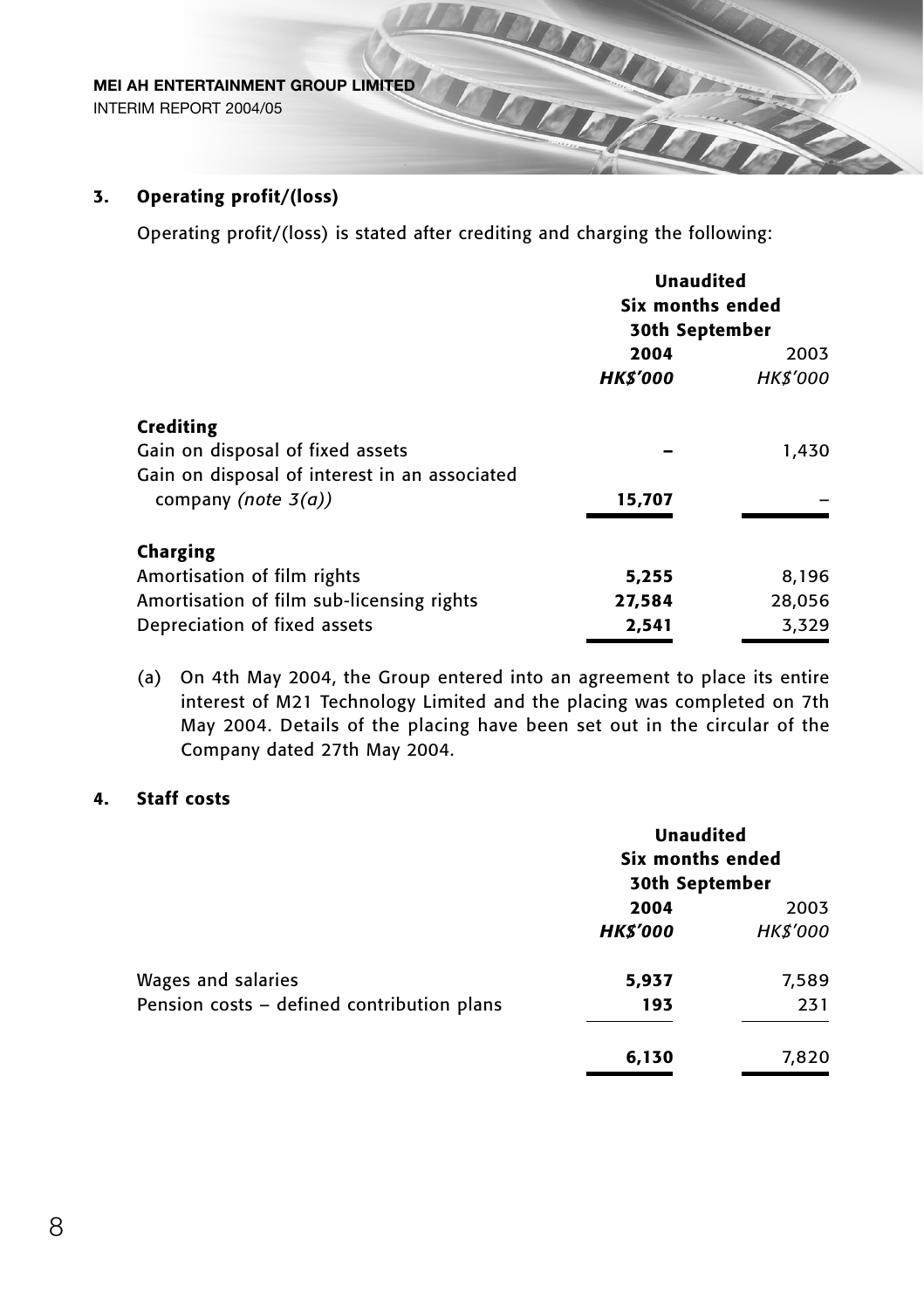## 3. Operating profit/(loss)

Operating profit/(loss) is stated after crediting and charging the following:

| | Unaudited Six months ended 30th September | |
|---|---|---|
| | **2004** | 2003 |
| | ***HK$'000*** | *HK$'000* |
| **Crediting** | | |
| Gain on disposal of fixed assets | **–** | 1,430 |
| Gain on disposal of interest in an associated company *(note 3(a))* | **15,707** | – |
| **Charging** | | |
| Amortisation of film rights | **5,255** | 8,196 |
| Amortisation of film sub-licensing rights | **27,584** | 28,056 |
| Depreciation of fixed assets | **2,541** | 3,329 |

(a) On 4th May 2004, the Group entered into an agreement to place its entire interest of M21 Technology Limited and the placing was completed on 7th May 2004. Details of the placing have been set out in the circular of the Company dated 27th May 2004.

## 4. Staff costs

| | Unaudited Six months ended 30th September | |
|---|---|---|
| | **2004** | 2003 |
| | ***HK$'000*** | *HK$'000* |
| Wages and salaries | **5,937** | 7,589 |
| Pension costs – defined contribution plans | **193** | 231 |
| | **6,130** | 7,820 |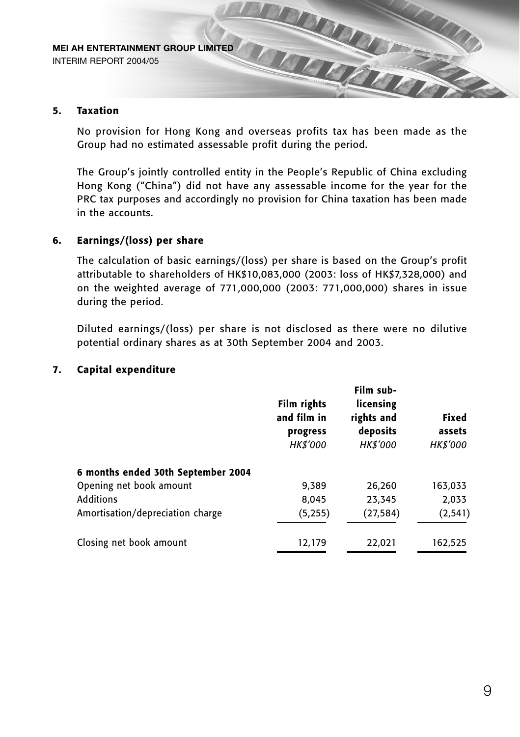## 5. Taxation

No provision for Hong Kong and overseas profits tax has been made as the Group had no estimated assessable profit during the period.

The Group's jointly controlled entity in the People's Republic of China excluding Hong Kong ("China") did not have any assessable income for the year for the PRC tax purposes and accordingly no provision for China taxation has been made in the accounts.

## 6. Earnings/(loss) per share

The calculation of basic earnings/(loss) per share is based on the Group's profit attributable to shareholders of HK$10,083,000 (2003: loss of HK$7,328,000) and on the weighted average of 771,000,000 (2003: 771,000,000) shares in issue during the period.

Diluted earnings/(loss) per share is not disclosed as there were no dilutive potential ordinary shares as at 30th September 2004 and 2003.

## 7. Capital expenditure

| | Film rights and film in progress *HK$'000* | Film sub-licensing rights and deposits *HK$'000* | Fixed assets *HK$'000* |
|---|---|---|---|
| **6 months ended 30th September 2004** | | | |
| Opening net book amount | 9,389 | 26,260 | 163,033 |
| Additions | 8,045 | 23,345 | 2,033 |
| Amortisation/depreciation charge | (5,255) | (27,584) | (2,541) |
| Closing net book amount | 12,179 | 22,021 | 162,525 |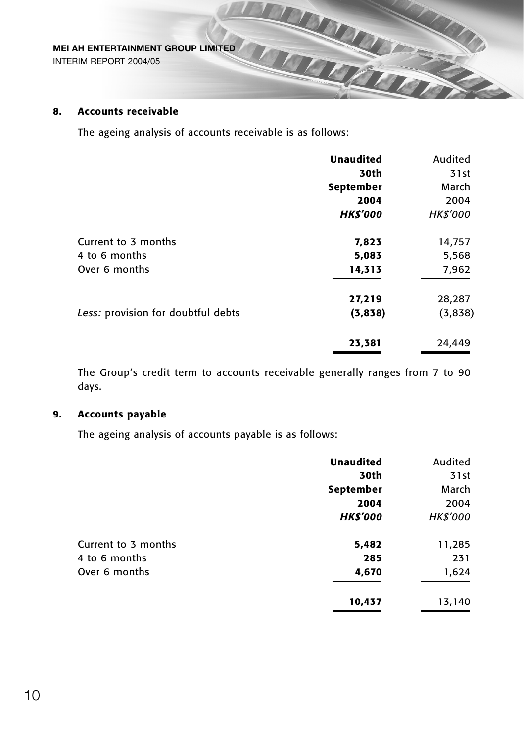## 8. Accounts receivable

The ageing analysis of accounts receivable is as follows:

| | **Unaudited 30th September 2004** *HK$'000* | Audited 31st March 2004 *HK$'000* |
|---|---|---|
| Current to 3 months | **7,823** | 14,757 |
| 4 to 6 months | **5,083** | 5,568 |
| Over 6 months | **14,313** | 7,962 |
| | **27,219** | 28,287 |
| *Less:* provision for doubtful debts | **(3,838)** | (3,838) |
| | **23,381** | 24,449 |

The Group's credit term to accounts receivable generally ranges from 7 to 90 days.

## 9. Accounts payable

The ageing analysis of accounts payable is as follows:

| | **Unaudited 30th September 2004** *HK$'000* | Audited 31st March 2004 *HK$'000* |
|---|---|---|
| Current to 3 months | **5,482** | 11,285 |
| 4 to 6 months | **285** | 231 |
| Over 6 months | **4,670** | 1,624 |
| | **10,437** | 13,140 |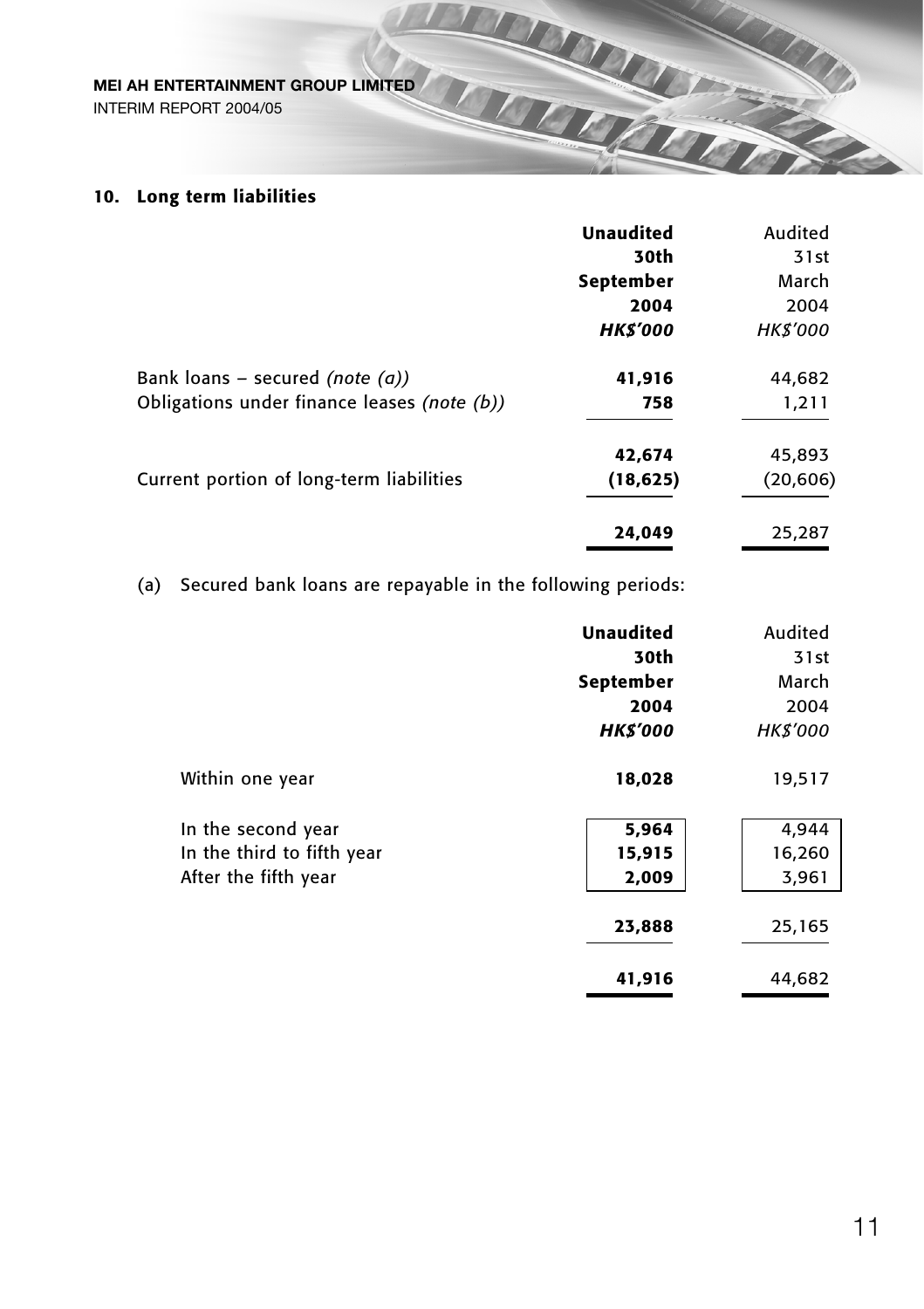## 10. Long term liabilities

| | Unaudited 30th September 2004 HK$'000 | Audited 31st March 2004 HK$'000 |
|---|---|---|
| Bank loans – secured *(note (a))* | **41,916** | 44,682 |
| Obligations under finance leases *(note (b))* | **758** | 1,211 |
| | **42,674** | 45,893 |
| Current portion of long-term liabilities | **(18,625)** | (20,606) |
| | **24,049** | 25,287 |

(a) Secured bank loans are repayable in the following periods:

| | Unaudited 30th September 2004 HK$'000 | Audited 31st March 2004 HK$'000 |
|---|---|---|
| Within one year | **18,028** | 19,517 |
| In the second year | **5,964** | 4,944 |
| In the third to fifth year | **15,915** | 16,260 |
| After the fifth year | **2,009** | 3,961 |
| | **23,888** | 25,165 |
| | **41,916** | 44,682 |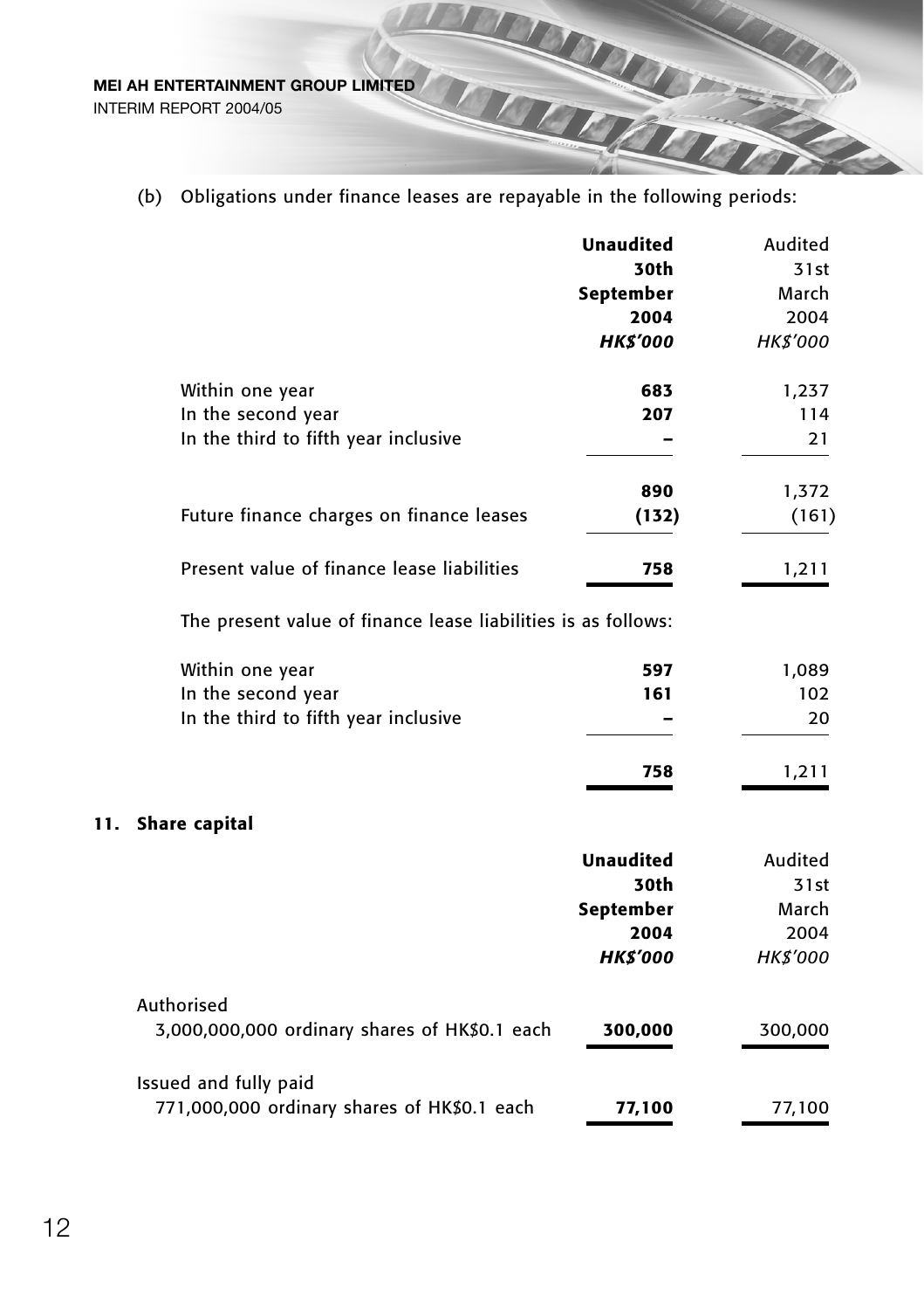(b) Obligations under finance leases are repayable in the following periods:

| | **Unaudited 30th September 2004** *HK$'000* | Audited 31st March 2004 *HK$'000* |
|---|---|---|
| Within one year | **683** | 1,237 |
| In the second year | **207** | 114 |
| In the third to fifth year inclusive | **–** | 21 |
| | **890** | 1,372 |
| Future finance charges on finance leases | **(132)** | (161) |
| Present value of finance lease liabilities | **758** | 1,211 |

The present value of finance lease liabilities is as follows:

| | **Unaudited 30th September 2004** *HK$'000* | Audited 31st March 2004 *HK$'000* |
|---|---|---|
| Within one year | **597** | 1,089 |
| In the second year | **161** | 102 |
| In the third to fifth year inclusive | **–** | 20 |
| | **758** | 1,211 |

## 11. Share capital

| | **Unaudited 30th September 2004** *HK$'000* | Audited 31st March 2004 *HK$'000* |
|---|---|---|
| Authorised | | |
| 3,000,000,000 ordinary shares of HK$0.1 each | **300,000** | 300,000 |
| Issued and fully paid | | |
| 771,000,000 ordinary shares of HK$0.1 each | **77,100** | 77,100 |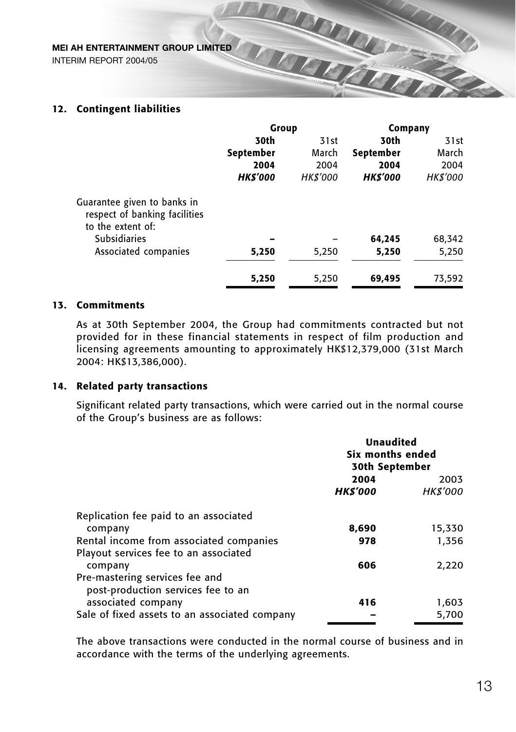## 12. Contingent liabilities

| | Group | | Company | |
|---|---|---|---|---|
| | **30th September 2004** | 31st March 2004 | **30th September 2004** | 31st March 2004 |
| | ***HK$'000*** | *HK$'000* | ***HK$'000*** | *HK$'000* |
| Guarantee given to banks in respect of banking facilities to the extent of: | | | | |
| Subsidiaries | **–** | – | **64,245** | 68,342 |
| Associated companies | **5,250** | 5,250 | **5,250** | 5,250 |
| | **5,250** | 5,250 | **69,495** | 73,592 |

## 13. Commitments

As at 30th September 2004, the Group had commitments contracted but not provided for in these financial statements in respect of film production and licensing agreements amounting to approximately HK$12,379,000 (31st March 2004: HK$13,386,000).

## 14. Related party transactions

Significant related party transactions, which were carried out in the normal course of the Group's business are as follows:

| | Unaudited Six months ended 30th September | |
|---|---|---|
| | **2004** | 2003 |
| | ***HK$'000*** | *HK$'000* |
| Replication fee paid to an associated company | **8,690** | 15,330 |
| Rental income from associated companies | **978** | 1,356 |
| Playout services fee to an associated company | **606** | 2,220 |
| Pre-mastering services fee and post-production services fee to an associated company | **416** | 1,603 |
| Sale of fixed assets to an associated company | **–** | 5,700 |

The above transactions were conducted in the normal course of business and in accordance with the terms of the underlying agreements.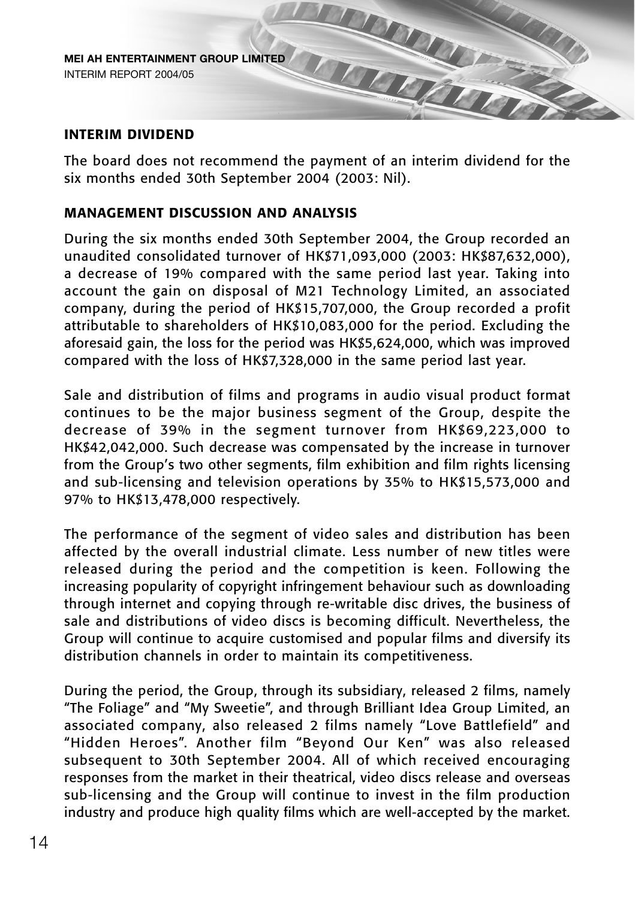## INTERIM DIVIDEND

The board does not recommend the payment of an interim dividend for the six months ended 30th September 2004 (2003: Nil).

## MANAGEMENT DISCUSSION AND ANALYSIS

During the six months ended 30th September 2004, the Group recorded an unaudited consolidated turnover of HK$71,093,000 (2003: HK$87,632,000), a decrease of 19% compared with the same period last year. Taking into account the gain on disposal of M21 Technology Limited, an associated company, during the period of HK$15,707,000, the Group recorded a profit attributable to shareholders of HK$10,083,000 for the period. Excluding the aforesaid gain, the loss for the period was HK$5,624,000, which was improved compared with the loss of HK$7,328,000 in the same period last year.

Sale and distribution of films and programs in audio visual product format continues to be the major business segment of the Group, despite the decrease of 39% in the segment turnover from HK$69,223,000 to HK$42,042,000. Such decrease was compensated by the increase in turnover from the Group's two other segments, film exhibition and film rights licensing and sub-licensing and television operations by 35% to HK$15,573,000 and 97% to HK$13,478,000 respectively.

The performance of the segment of video sales and distribution has been affected by the overall industrial climate. Less number of new titles were released during the period and the competition is keen. Following the increasing popularity of copyright infringement behaviour such as downloading through internet and copying through re-writable disc drives, the business of sale and distributions of video discs is becoming difficult. Nevertheless, the Group will continue to acquire customised and popular films and diversify its distribution channels in order to maintain its competitiveness.

During the period, the Group, through its subsidiary, released 2 films, namely "The Foliage" and "My Sweetie", and through Brilliant Idea Group Limited, an associated company, also released 2 films namely "Love Battlefield" and "Hidden Heroes". Another film "Beyond Our Ken" was also released subsequent to 30th September 2004. All of which received encouraging responses from the market in their theatrical, video discs release and overseas sub-licensing and the Group will continue to invest in the film production industry and produce high quality films which are well-accepted by the market.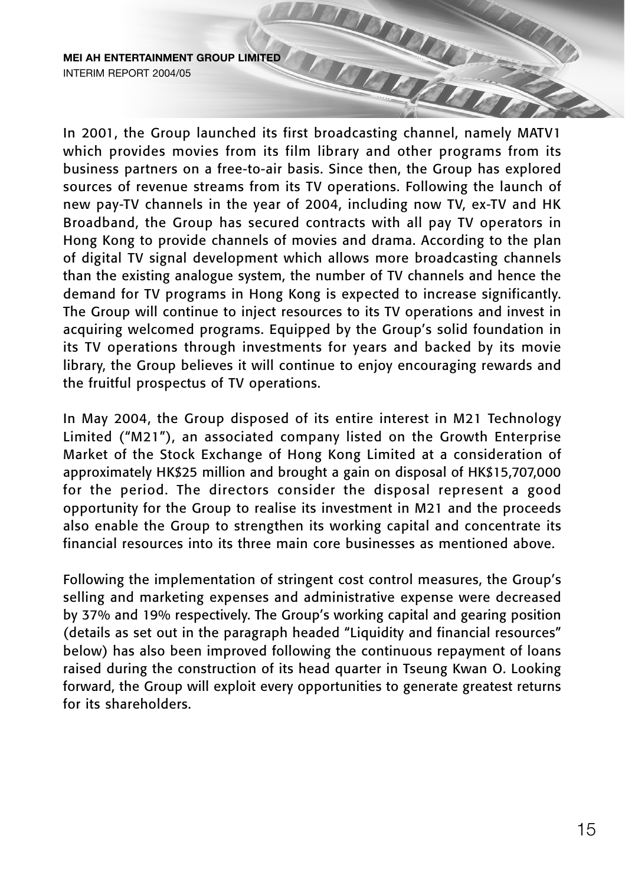In 2001, the Group launched its first broadcasting channel, namely MATV1 which provides movies from its film library and other programs from its business partners on a free-to-air basis. Since then, the Group has explored sources of revenue streams from its TV operations. Following the launch of new pay-TV channels in the year of 2004, including now TV, ex-TV and HK Broadband, the Group has secured contracts with all pay TV operators in Hong Kong to provide channels of movies and drama. According to the plan of digital TV signal development which allows more broadcasting channels than the existing analogue system, the number of TV channels and hence the demand for TV programs in Hong Kong is expected to increase significantly. The Group will continue to inject resources to its TV operations and invest in acquiring welcomed programs. Equipped by the Group's solid foundation in its TV operations through investments for years and backed by its movie library, the Group believes it will continue to enjoy encouraging rewards and the fruitful prospectus of TV operations.

In May 2004, the Group disposed of its entire interest in M21 Technology Limited ("M21"), an associated company listed on the Growth Enterprise Market of the Stock Exchange of Hong Kong Limited at a consideration of approximately HK$25 million and brought a gain on disposal of HK$15,707,000 for the period. The directors consider the disposal represent a good opportunity for the Group to realise its investment in M21 and the proceeds also enable the Group to strengthen its working capital and concentrate its financial resources into its three main core businesses as mentioned above.

Following the implementation of stringent cost control measures, the Group's selling and marketing expenses and administrative expense were decreased by 37% and 19% respectively. The Group's working capital and gearing position (details as set out in the paragraph headed "Liquidity and financial resources" below) has also been improved following the continuous repayment of loans raised during the construction of its head quarter in Tseung Kwan O. Looking forward, the Group will exploit every opportunities to generate greatest returns for its shareholders.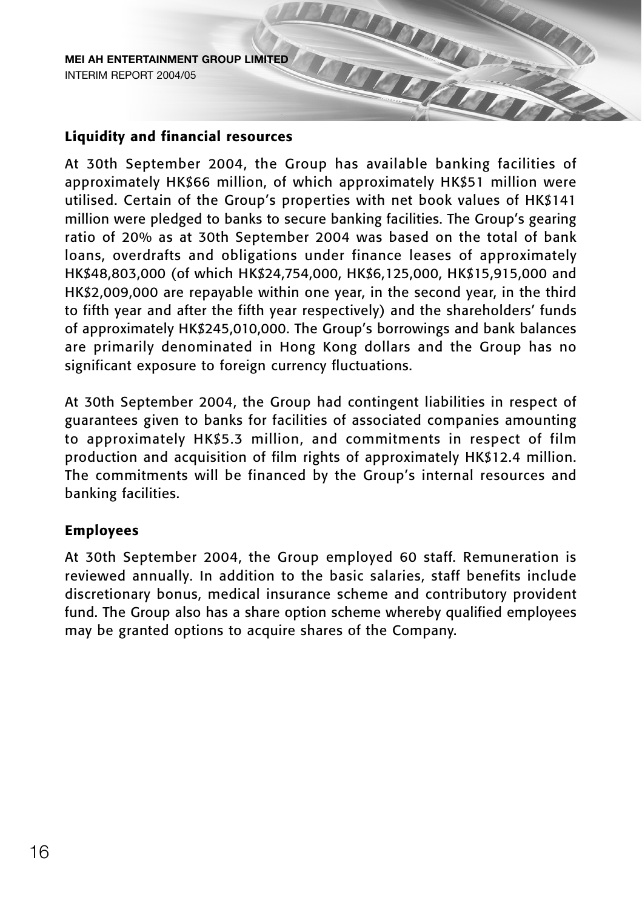## Liquidity and financial resources

At 30th September 2004, the Group has available banking facilities of approximately HK$66 million, of which approximately HK$51 million were utilised. Certain of the Group's properties with net book values of HK$141 million were pledged to banks to secure banking facilities. The Group's gearing ratio of 20% as at 30th September 2004 was based on the total of bank loans, overdrafts and obligations under finance leases of approximately HK$48,803,000 (of which HK$24,754,000, HK$6,125,000, HK$15,915,000 and HK$2,009,000 are repayable within one year, in the second year, in the third to fifth year and after the fifth year respectively) and the shareholders' funds of approximately HK$245,010,000. The Group's borrowings and bank balances are primarily denominated in Hong Kong dollars and the Group has no significant exposure to foreign currency fluctuations.

At 30th September 2004, the Group had contingent liabilities in respect of guarantees given to banks for facilities of associated companies amounting to approximately HK$5.3 million, and commitments in respect of film production and acquisition of film rights of approximately HK$12.4 million. The commitments will be financed by the Group's internal resources and banking facilities.

## Employees

At 30th September 2004, the Group employed 60 staff. Remuneration is reviewed annually. In addition to the basic salaries, staff benefits include discretionary bonus, medical insurance scheme and contributory provident fund. The Group also has a share option scheme whereby qualified employees may be granted options to acquire shares of the Company.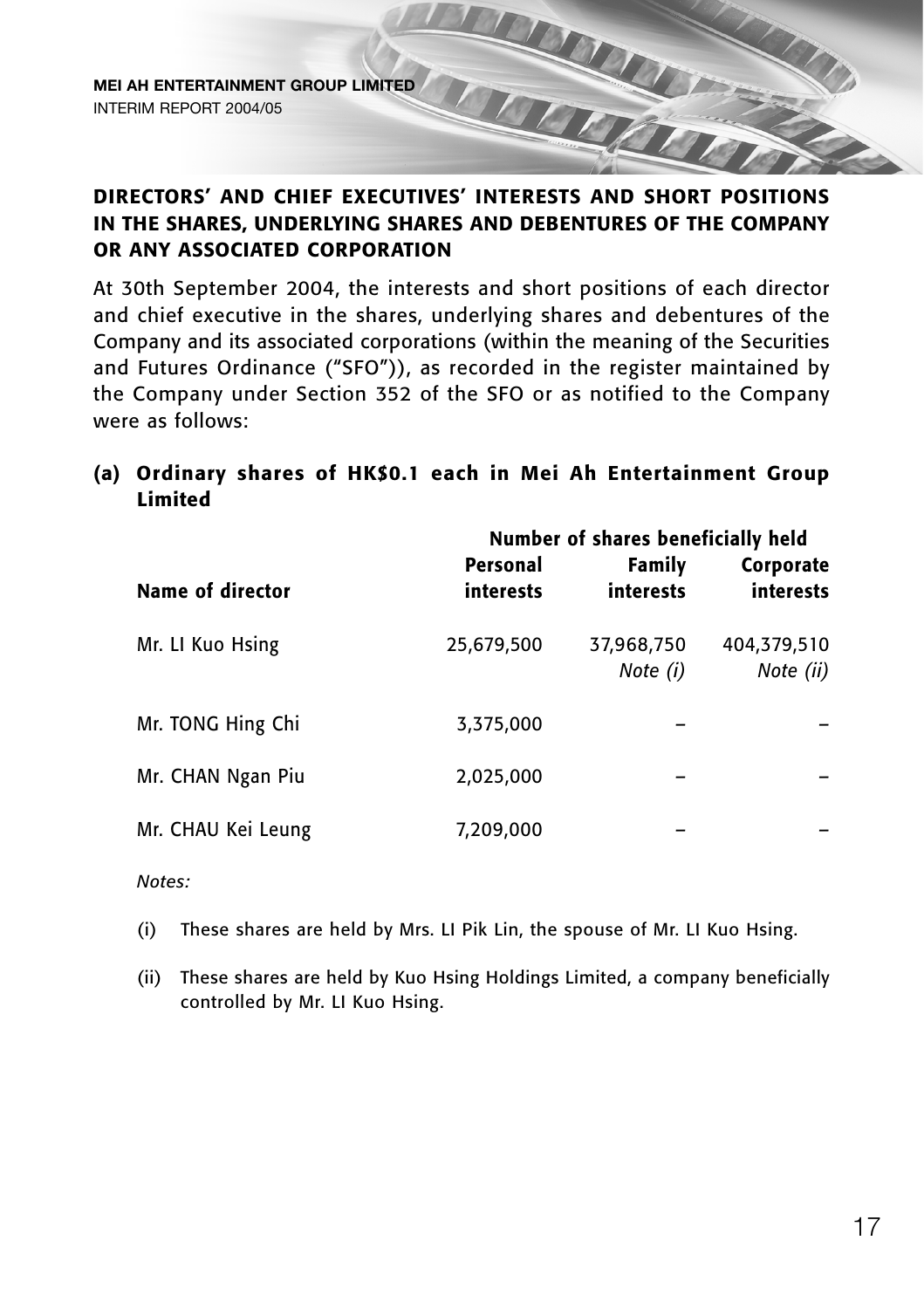## DIRECTORS' AND CHIEF EXECUTIVES' INTERESTS AND SHORT POSITIONS IN THE SHARES, UNDERLYING SHARES AND DEBENTURES OF THE COMPANY OR ANY ASSOCIATED CORPORATION

At 30th September 2004, the interests and short positions of each director and chief executive in the shares, underlying shares and debentures of the Company and its associated corporations (within the meaning of the Securities and Futures Ordinance ("SFO")), as recorded in the register maintained by the Company under Section 352 of the SFO or as notified to the Company were as follows:

### (a) Ordinary shares of HK$0.1 each in Mei Ah Entertainment Group Limited

| | Number of shares beneficially held | | |
|---|---|---|---|
| **Name of director** | **Personal interests** | **Family interests** | **Corporate interests** |
| Mr. LI Kuo Hsing | 25,679,500 | 37,968,750 *Note (i)* | 404,379,510 *Note (ii)* |
| Mr. TONG Hing Chi | 3,375,000 | – | – |
| Mr. CHAN Ngan Piu | 2,025,000 | – | – |
| Mr. CHAU Kei Leung | 7,209,000 | – | – |

*Notes:*

(i) These shares are held by Mrs. LI Pik Lin, the spouse of Mr. LI Kuo Hsing.

(ii) These shares are held by Kuo Hsing Holdings Limited, a company beneficially controlled by Mr. LI Kuo Hsing.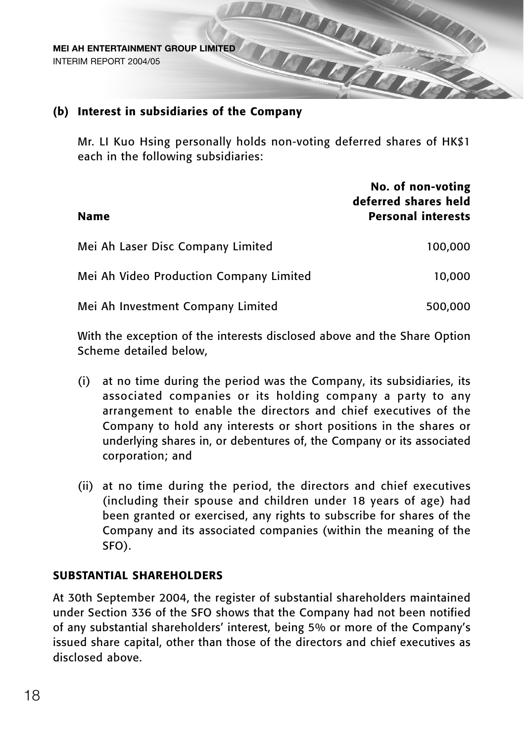### (b) Interest in subsidiaries of the Company

Mr. LI Kuo Hsing personally holds non-voting deferred shares of HK$1 each in the following subsidiaries:

| Name | No. of non-voting deferred shares held Personal interests |
|---|---|
| Mei Ah Laser Disc Company Limited | 100,000 |
| Mei Ah Video Production Company Limited | 10,000 |
| Mei Ah Investment Company Limited | 500,000 |

With the exception of the interests disclosed above and the Share Option Scheme detailed below,

(i) at no time during the period was the Company, its subsidiaries, its associated companies or its holding company a party to any arrangement to enable the directors and chief executives of the Company to hold any interests or short positions in the shares or underlying shares in, or debentures of, the Company or its associated corporation; and

(ii) at no time during the period, the directors and chief executives (including their spouse and children under 18 years of age) had been granted or exercised, any rights to subscribe for shares of the Company and its associated companies (within the meaning of the SFO).

## SUBSTANTIAL SHAREHOLDERS

At 30th September 2004, the register of substantial shareholders maintained under Section 336 of the SFO shows that the Company had not been notified of any substantial shareholders' interest, being 5% or more of the Company's issued share capital, other than those of the directors and chief executives as disclosed above.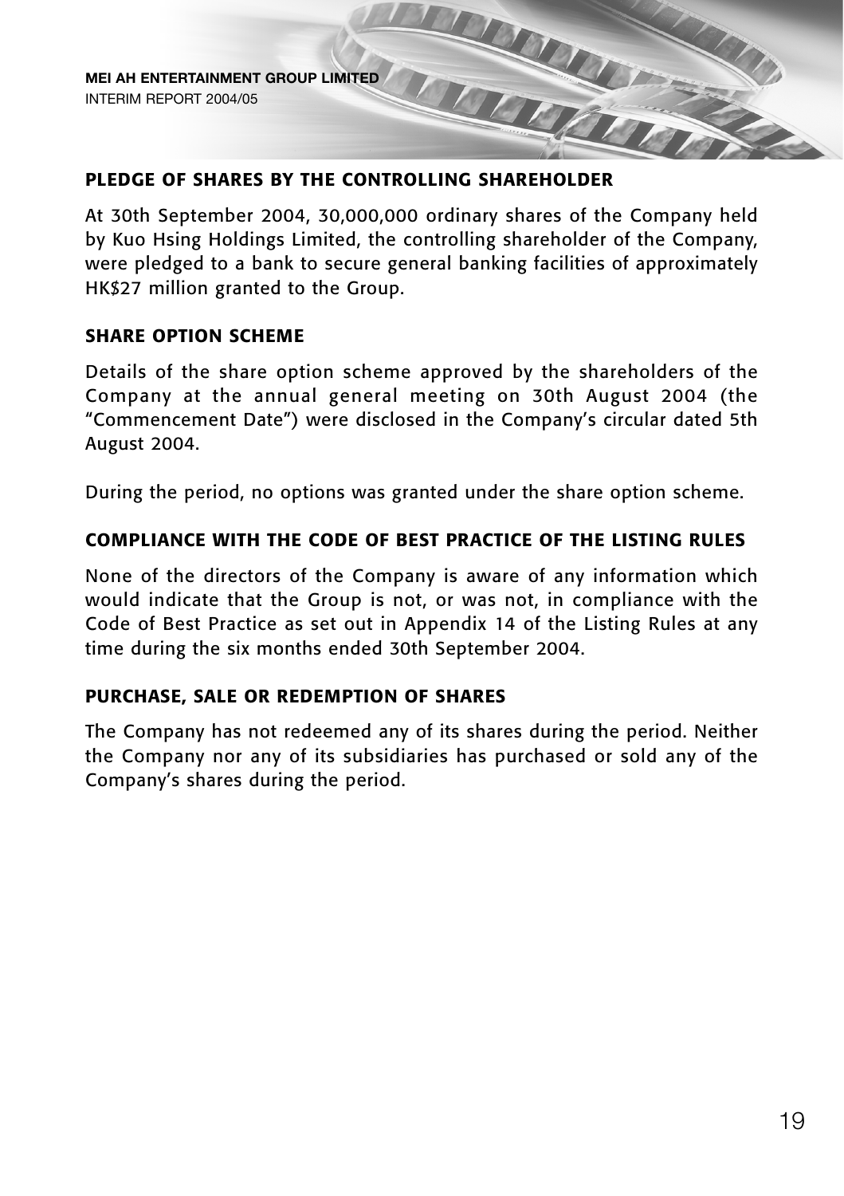## PLEDGE OF SHARES BY THE CONTROLLING SHAREHOLDER

At 30th September 2004, 30,000,000 ordinary shares of the Company held by Kuo Hsing Holdings Limited, the controlling shareholder of the Company, were pledged to a bank to secure general banking facilities of approximately HK$27 million granted to the Group.

## SHARE OPTION SCHEME

Details of the share option scheme approved by the shareholders of the Company at the annual general meeting on 30th August 2004 (the "Commencement Date") were disclosed in the Company's circular dated 5th August 2004.

During the period, no options was granted under the share option scheme.

## COMPLIANCE WITH THE CODE OF BEST PRACTICE OF THE LISTING RULES

None of the directors of the Company is aware of any information which would indicate that the Group is not, or was not, in compliance with the Code of Best Practice as set out in Appendix 14 of the Listing Rules at any time during the six months ended 30th September 2004.

## PURCHASE, SALE OR REDEMPTION OF SHARES

The Company has not redeemed any of its shares during the period. Neither the Company nor any of its subsidiaries has purchased or sold any of the Company's shares during the period.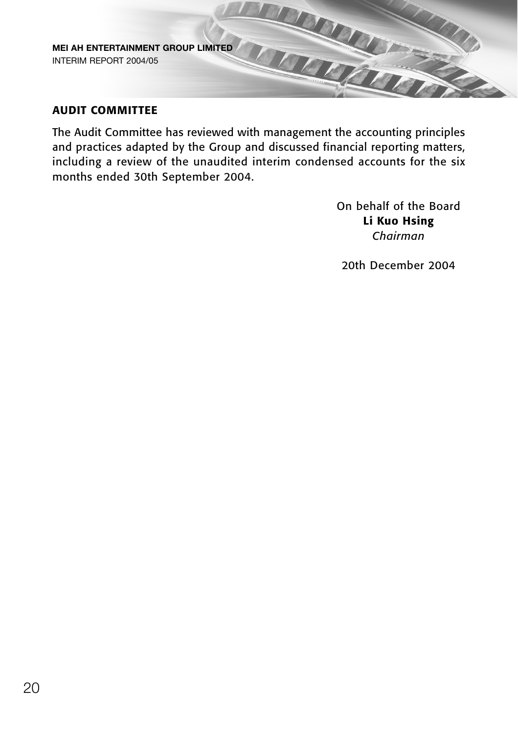## AUDIT COMMITTEE

The Audit Committee has reviewed with management the accounting principles and practices adapted by the Group and discussed financial reporting matters, including a review of the unaudited interim condensed accounts for the six months ended 30th September 2004.

On behalf of the Board
**Li Kuo Hsing**
*Chairman*

20th December 2004